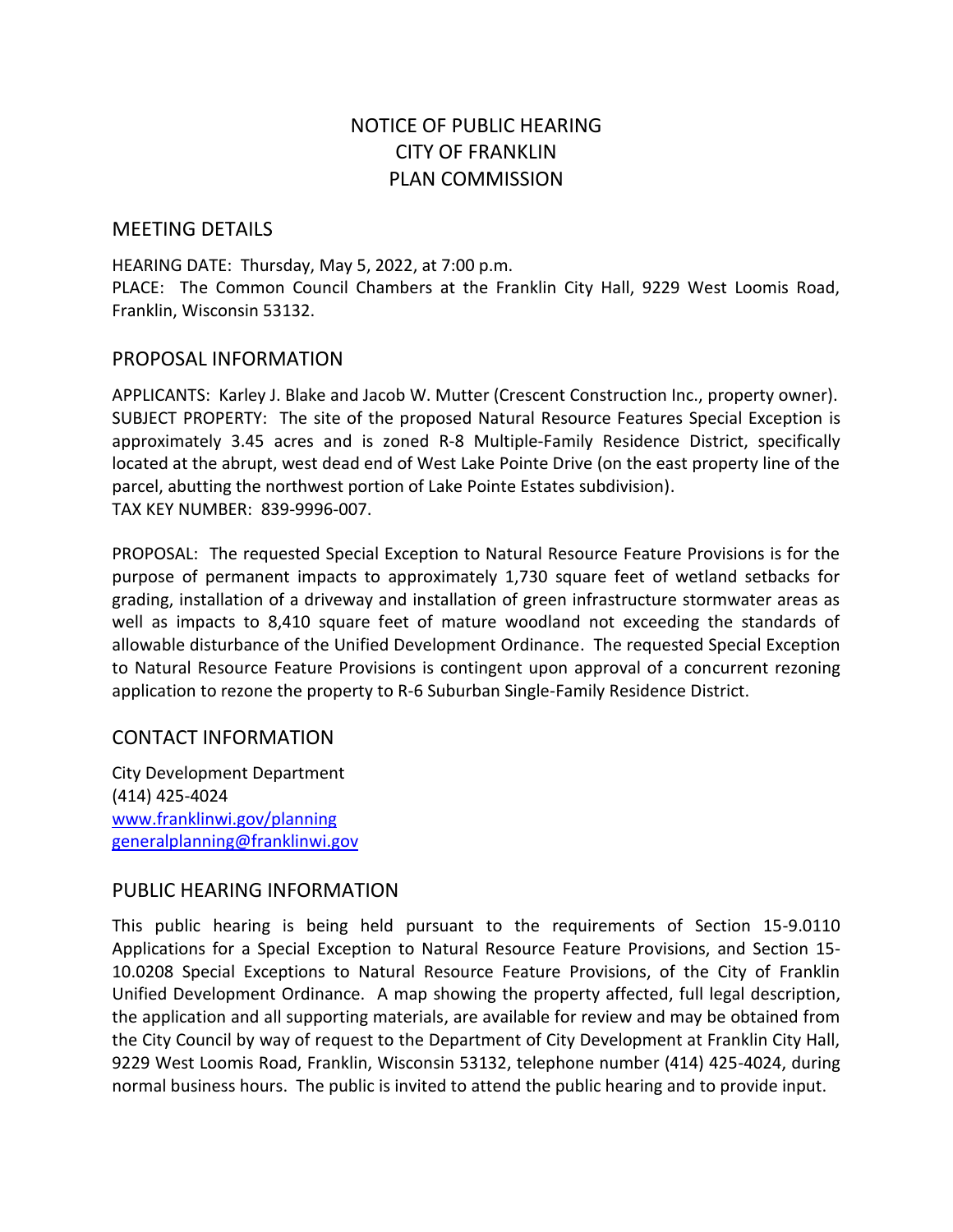# NOTICE OF PUBLIC HEARING
# CITY OF FRANKLIN
# PLAN COMMISSION

## MEETING DETAILS

HEARING DATE: Thursday, May 5, 2022, at 7:00 p.m.
PLACE: The Common Council Chambers at the Franklin City Hall, 9229 West Loomis Road, Franklin, Wisconsin 53132.

## PROPOSAL INFORMATION

APPLICANTS: Karley J. Blake and Jacob W. Mutter (Crescent Construction Inc., property owner).
SUBJECT PROPERTY: The site of the proposed Natural Resource Features Special Exception is approximately 3.45 acres and is zoned R-8 Multiple-Family Residence District, specifically located at the abrupt, west dead end of West Lake Pointe Drive (on the east property line of the parcel, abutting the northwest portion of Lake Pointe Estates subdivision).
TAX KEY NUMBER: 839-9996-007.

PROPOSAL: The requested Special Exception to Natural Resource Feature Provisions is for the purpose of permanent impacts to approximately 1,730 square feet of wetland setbacks for grading, installation of a driveway and installation of green infrastructure stormwater areas as well as impacts to 8,410 square feet of mature woodland not exceeding the standards of allowable disturbance of the Unified Development Ordinance. The requested Special Exception to Natural Resource Feature Provisions is contingent upon approval of a concurrent rezoning application to rezone the property to R-6 Suburban Single-Family Residence District.

## CONTACT INFORMATION

City Development Department
(414) 425-4024
[www.franklinwi.gov/planning](http://www.franklinwi.gov/planning)
[generalplanning@franklinwi.gov](mailto:generalplanning@franklinwi.gov)

## PUBLIC HEARING INFORMATION

This public hearing is being held pursuant to the requirements of Section 15-9.0110 Applications for a Special Exception to Natural Resource Feature Provisions, and Section 15-10.0208 Special Exceptions to Natural Resource Feature Provisions, of the City of Franklin Unified Development Ordinance. A map showing the property affected, full legal description, the application and all supporting materials, are available for review and may be obtained from the City Council by way of request to the Department of City Development at Franklin City Hall, 9229 West Loomis Road, Franklin, Wisconsin 53132, telephone number (414) 425-4024, during normal business hours. The public is invited to attend the public hearing and to provide input.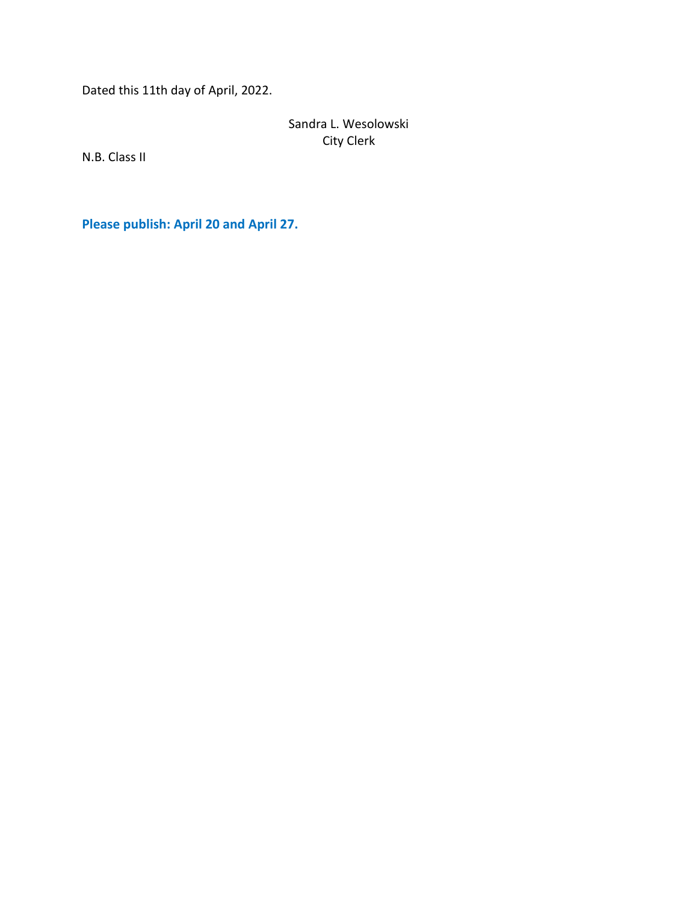Dated this 11th day of April, 2022.

Sandra L. Wesolowski
City Clerk

N.B. Class II

**Please publish: April 20 and April 27.**